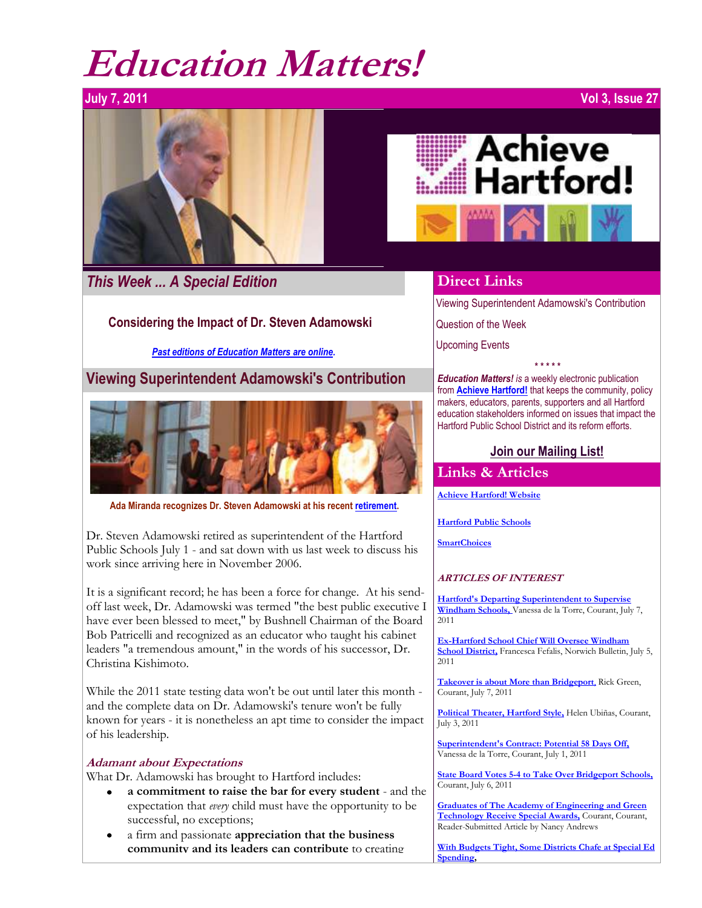# Education Matters!

July 7, 2011 Vol 3, Issue 27

## This Week ... A Special Edition

### Considering the Impact of Dr. Steven Adamowski

*Past editions of Education Matters are online.*

## Viewing Superintendent Adamowski's Contribution

Ada Miranda recognizes Dr. Steven Adamowski at his recent retirement.

Dr. Steven Adamowski retired as superintendent of the Hartford Public Schools July 1 - and sat down with us last week to discuss his work since arriving here in November 2006.

It is a significant record; he has been a force for change. At his send-off last week, Dr. Adamowski was termed "the best public executive I have ever been blessed to meet," by Bushnell Chairman of the Board Bob Patricelli and recognized as an educator who taught his cabinet leaders "a tremendous amount," in the words of his successor, Dr. Christina Kishimoto.

While the 2011 state testing data won't be out until later this month - and the complete data on Dr. Adamowski's tenure won't be fully known for years - it is nonetheless an apt time to consider the impact of his leadership.

### *Adamant about Expectations*

What Dr. Adamowski has brought to Hartford includes:

- **a commitment to raise the bar for every student** - and the expectation that *every* child must have the opportunity to be successful, no exceptions;
- a firm and passionate **appreciation that the business community and its leaders can contribute** to creating

## Direct Links

Viewing Superintendent Adamowski's Contribution

Question of the Week

Upcoming Events

\* \* \* \* \*

***Education Matters!*** *is* a weekly electronic publication from **Achieve Hartford!** that keeps the community, policy makers, educators, parents, supporters and all Hartford education stakeholders informed on issues that impact the Hartford Public School District and its reform efforts.

**Join our Mailing List!**

## Links & Articles

Achieve Hartford! Website

Hartford Public Schools

SmartChoices

***ARTICLES OF INTEREST***

Hartford's Departing Superintendent to Supervise Windham Schools, Vanessa de la Torre, Courant, July 7, 2011

Ex-Hartford School Chief Will Oversee Windham School District, Francesca Fefalis, Norwich Bulletin, July 5, 2011

Takeover is about More than Bridgeport, Rick Green, Courant, July 7, 2011

Political Theater, Hartford Style, Helen Ubiñas, Courant, July 3, 2011

Superintendent's Contract: Potential 58 Days Off, Vanessa de la Torre, Courant, July 1, 2011

State Board Votes 5-4 to Take Over Bridgeport Schools, Courant, July 6, 2011

Graduates of The Academy of Engineering and Green Technology Receive Special Awards, Courant, Courant, Reader-Submitted Article by Nancy Andrews

With Budgets Tight, Some Districts Chafe at Special Ed Spending,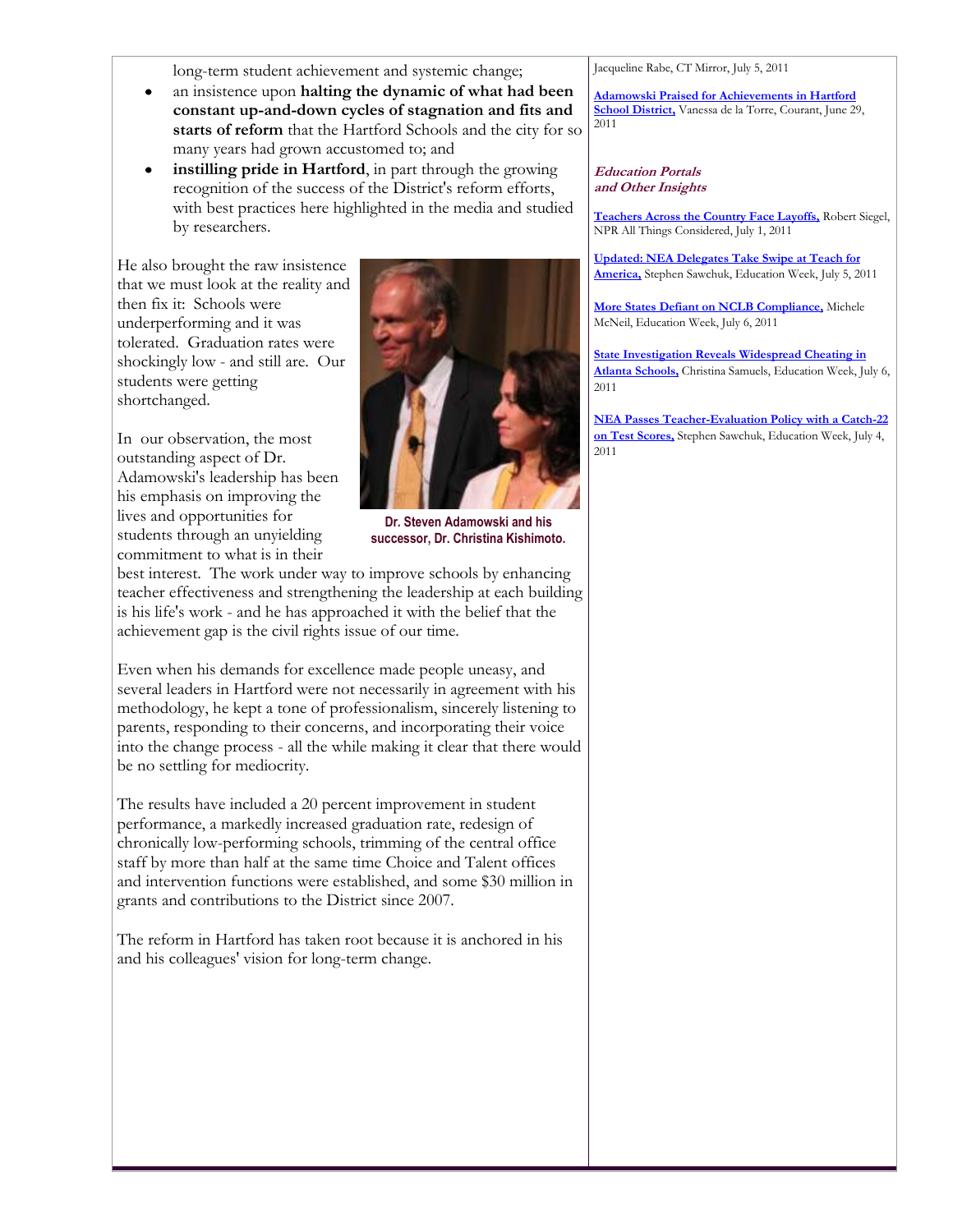long-term student achievement and systemic change;

- an insistence upon **halting the dynamic of what had been constant up-and-down cycles of stagnation and fits and starts of reform** that the Hartford Schools and the city for so many years had grown accustomed to; and
- **instilling pride in Hartford**, in part through the growing recognition of the success of the District's reform efforts, with best practices here highlighted in the media and studied by researchers.

He also brought the raw insistence that we must look at the reality and then fix it: Schools were underperforming and it was tolerated. Graduation rates were shockingly low - and still are. Our students were getting shortchanged.

**Dr. Steven Adamowski and his successor, Dr. Christina Kishimoto.**

In our observation, the most outstanding aspect of Dr. Adamowski's leadership has been his emphasis on improving the lives and opportunities for students through an unyielding commitment to what is in their best interest. The work under way to improve schools by enhancing teacher effectiveness and strengthening the leadership at each building is his life's work - and he has approached it with the belief that the achievement gap is the civil rights issue of our time.

Even when his demands for excellence made people uneasy, and several leaders in Hartford were not necessarily in agreement with his methodology, he kept a tone of professionalism, sincerely listening to parents, responding to their concerns, and incorporating their voice into the change process - all the while making it clear that there would be no settling for mediocrity.

The results have included a 20 percent improvement in student performance, a markedly increased graduation rate, redesign of chronically low-performing schools, trimming of the central office staff by more than half at the same time Choice and Talent offices and intervention functions were established, and some $30 million in grants and contributions to the District since 2007.

The reform in Hartford has taken root because it is anchored in his and his colleagues' vision for long-term change.

Jacqueline Rabe, CT Mirror, July 5, 2011

**Adamowski Praised for Achievements in Hartford School District,** Vanessa de la Torre, Courant, June 29, 2011

***Education Portals and Other Insights***

**Teachers Across the Country Face Layoffs,** Robert Siegel, NPR All Things Considered, July 1, 2011

**Updated: NEA Delegates Take Swipe at Teach for America,** Stephen Sawchuk, Education Week, July 5, 2011

**More States Defiant on NCLB Compliance,** Michele McNeil, Education Week, July 6, 2011

**State Investigation Reveals Widespread Cheating in Atlanta Schools,** Christina Samuels, Education Week, July 6, 2011

**NEA Passes Teacher-Evaluation Policy with a Catch-22 on Test Scores,** Stephen Sawchuk, Education Week, July 4, 2011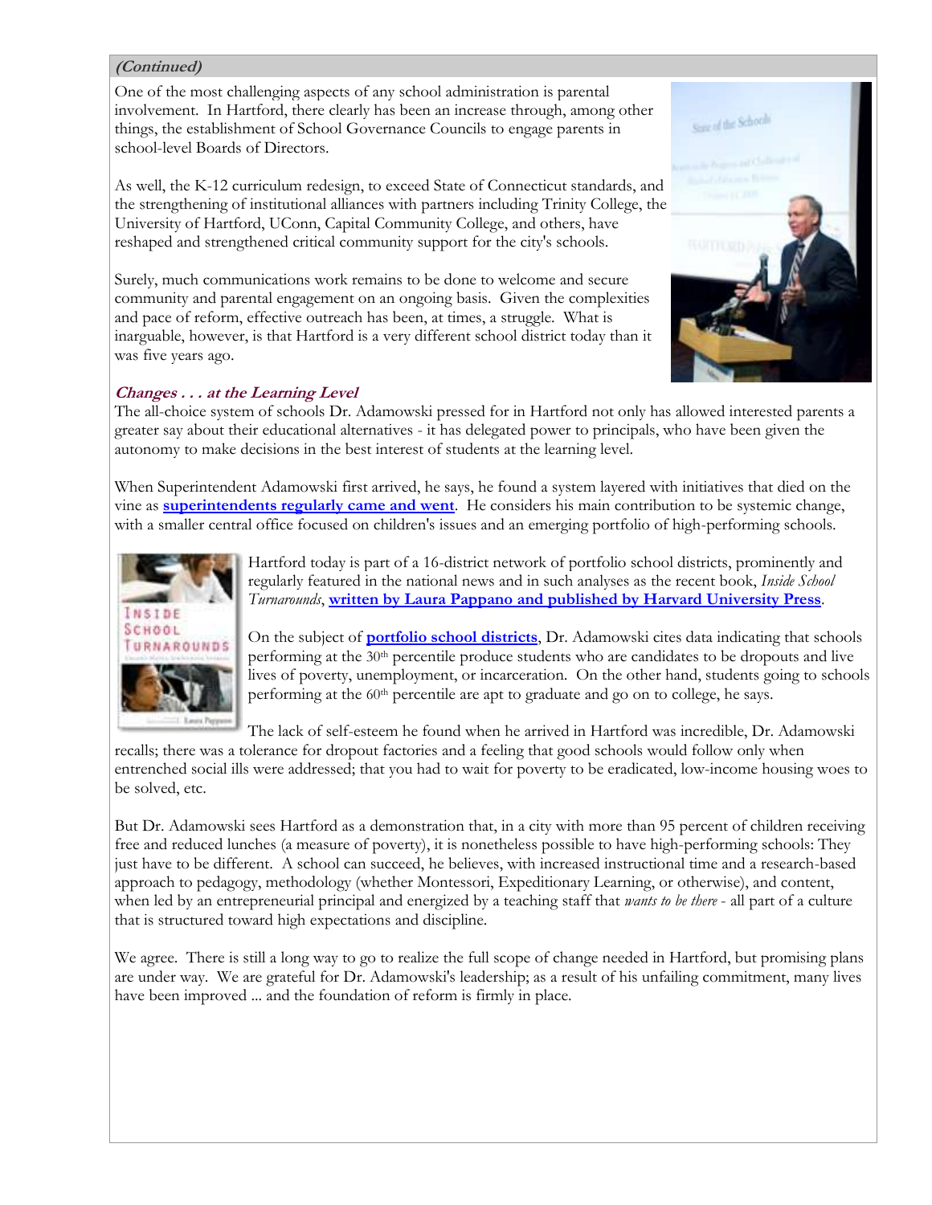*(Continued)*

One of the most challenging aspects of any school administration is parental involvement. In Hartford, there clearly has been an increase through, among other things, the establishment of School Governance Councils to engage parents in school-level Boards of Directors.

As well, the K-12 curriculum redesign, to exceed State of Connecticut standards, and the strengthening of institutional alliances with partners including Trinity College, the University of Hartford, UConn, Capital Community College, and others, have reshaped and strengthened critical community support for the city's schools.

Surely, much communications work remains to be done to welcome and secure community and parental engagement on an ongoing basis. Given the complexities and pace of reform, effective outreach has been, at times, a struggle. What is inarguable, however, is that Hartford is a very different school district today than it was five years ago.

### *Changes . . . at the Learning Level*

The all-choice system of schools Dr. Adamowski pressed for in Hartford not only has allowed interested parents a greater say about their educational alternatives - it has delegated power to principals, who have been given the autonomy to make decisions in the best interest of students at the learning level.

When Superintendent Adamowski first arrived, he says, he found a system layered with initiatives that died on the vine as **superintendents regularly came and went**. He considers his main contribution to be systemic change, with a smaller central office focused on children's issues and an emerging portfolio of high-performing schools.

Hartford today is part of a 16-district network of portfolio school districts, prominently and regularly featured in the national news and in such analyses as the recent book, *Inside School Turnarounds*, **written by Laura Pappano and published by Harvard University Press**.

On the subject of **portfolio school districts**, Dr. Adamowski cites data indicating that schools performing at the 30th percentile produce students who are candidates to be dropouts and live lives of poverty, unemployment, or incarceration. On the other hand, students going to schools performing at the 60th percentile are apt to graduate and go on to college, he says.

The lack of self-esteem he found when he arrived in Hartford was incredible, Dr. Adamowski recalls; there was a tolerance for dropout factories and a feeling that good schools would follow only when entrenched social ills were addressed; that you had to wait for poverty to be eradicated, low-income housing woes to be solved, etc.

But Dr. Adamowski sees Hartford as a demonstration that, in a city with more than 95 percent of children receiving free and reduced lunches (a measure of poverty), it is nonetheless possible to have high-performing schools: They just have to be different. A school can succeed, he believes, with increased instructional time and a research-based approach to pedagogy, methodology (whether Montessori, Expeditionary Learning, or otherwise), and content, when led by an entrepreneurial principal and energized by a teaching staff that *wants to be there* - all part of a culture that is structured toward high expectations and discipline.

We agree. There is still a long way to go to realize the full scope of change needed in Hartford, but promising plans are under way. We are grateful for Dr. Adamowski's leadership; as a result of his unfailing commitment, many lives have been improved ... and the foundation of reform is firmly in place.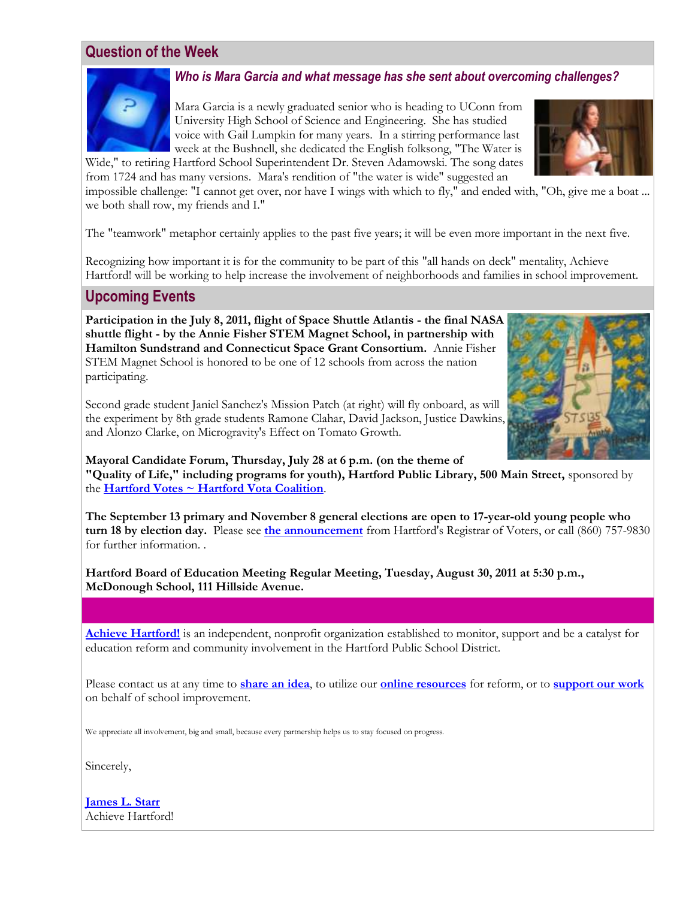## Question of the Week

### *Who is Mara Garcia and what message has she sent about overcoming challenges?*

Mara Garcia is a newly graduated senior who is heading to UConn from University High School of Science and Engineering. She has studied voice with Gail Lumpkin for many years. In a stirring performance last week at the Bushnell, she dedicated the English folksong, "The Water is Wide," to retiring Hartford School Superintendent Dr. Steven Adamowski. The song dates from 1724 and has many versions. Mara's rendition of "the water is wide" suggested an impossible challenge: "I cannot get over, nor have I wings with which to fly," and ended with, "Oh, give me a boat ... we both shall row, my friends and I."

The "teamwork" metaphor certainly applies to the past five years; it will be even more important in the next five.

Recognizing how important it is for the community to be part of this "all hands on deck" mentality, Achieve Hartford! will be working to help increase the involvement of neighborhoods and families in school improvement.

## Upcoming Events

**Participation in the July 8, 2011, flight of Space Shuttle Atlantis - the final NASA shuttle flight - by the Annie Fisher STEM Magnet School, in partnership with Hamilton Sundstrand and Connecticut Space Grant Consortium.** Annie Fisher STEM Magnet School is honored to be one of 12 schools from across the nation participating.

Second grade student Janiel Sanchez's Mission Patch (at right) will fly onboard, as will the experiment by 8th grade students Ramone Clahar, David Jackson, Justice Dawkins, and Alonzo Clarke, on Microgravity's Effect on Tomato Growth.

**Mayoral Candidate Forum, Thursday, July 28 at 6 p.m. (on the theme of "Quality of Life," including programs for youth), Hartford Public Library, 500 Main Street,** sponsored by the **Hartford Votes ~ Hartford Vota Coalition**.

**The September 13 primary and November 8 general elections are open to 17-year-old young people who turn 18 by election day.** Please see **the announcement** from Hartford's Registrar of Voters, or call (860) 757-9830 for further information. .

**Hartford Board of Education Meeting Regular Meeting, Tuesday, August 30, 2011 at 5:30 p.m., McDonough School, 111 Hillside Avenue.**

---

**Achieve Hartford!** is an independent, nonprofit organization established to monitor, support and be a catalyst for education reform and community involvement in the Hartford Public School District.

Please contact us at any time to **share an idea**, to utilize our **online resources** for reform, or to **support our work** on behalf of school improvement.

We appreciate all involvement, big and small, because every partnership helps us to stay focused on progress.

Sincerely,

**James L. Starr**
Achieve Hartford!